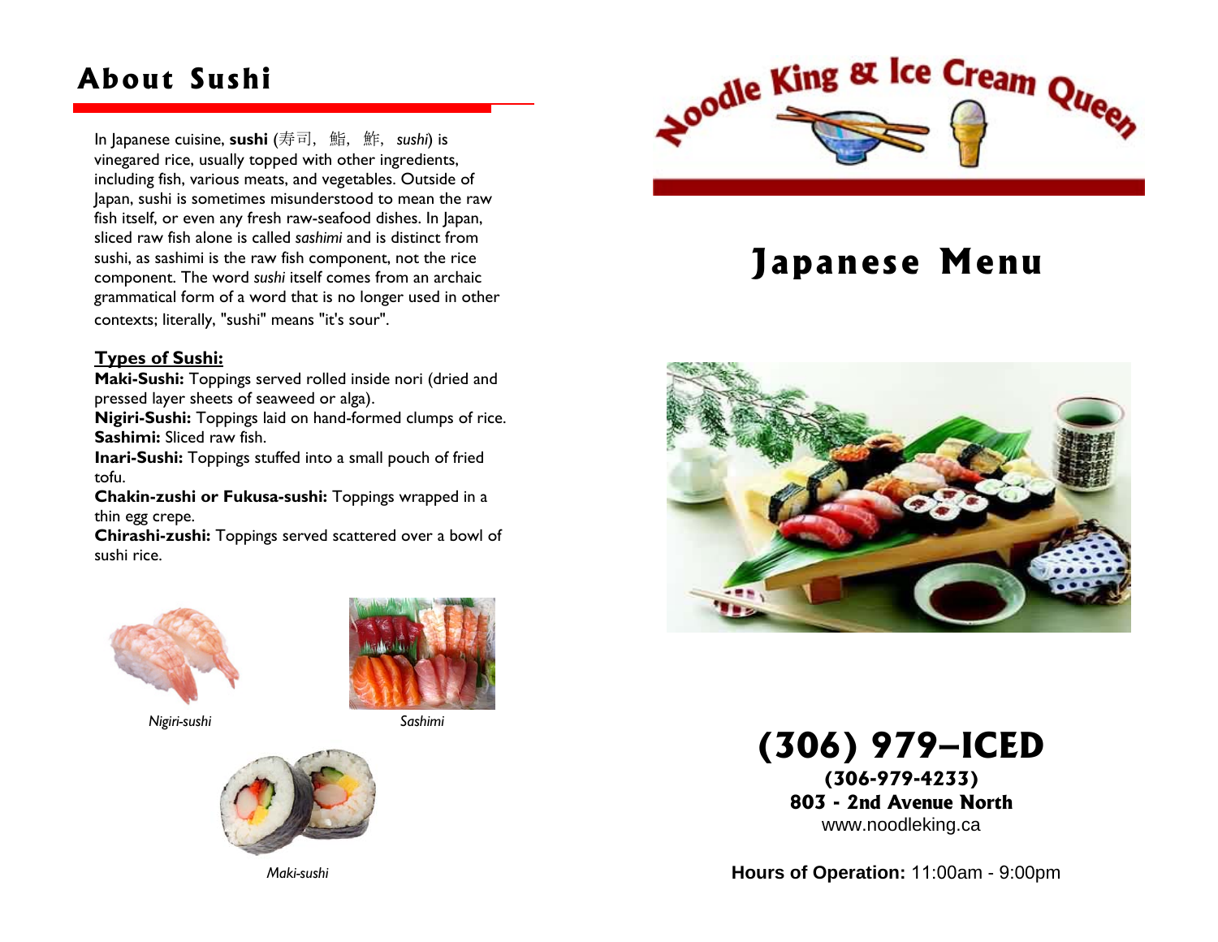## About Sushi

In Japanese cuisine, **sushi** (寿司, 鮨, 鮓, *sushi*) is vinegared rice, usually topped with other ingredients, including fish, various meats, and vegetables. Outside of Japan, sushi is sometimes misunderstood to mean the raw fish itself, or even any fresh raw-seafood dishes. In Japan, sliced raw fish alone is called *sashimi* and is distinct from sushi, as sashimi is the raw fish component, not the rice component. The word *sushi* itself comes from an archaic grammatical form of a word that is no longer used in other contexts; literally, "sushi" means "it's sour".

**Types of Sushi:**

**Maki-Sushi:** Toppings served rolled inside nori (dried and pressed layer sheets of seaweed or alga).
**Nigiri-Sushi:** Toppings laid on hand-formed clumps of rice.
**Sashimi:** Sliced raw fish.
**Inari-Sushi:** Toppings stuffed into a small pouch of fried tofu.
**Chakin-zushi or Fukusa-sushi:** Toppings wrapped in a thin egg crepe.
**Chirashi-zushi:** Toppings served scattered over a bowl of sushi rice.

*Nigiri-sushi*

*Sashimi*

*Maki-sushi*

Noodle King & Ice Cream Queen

# Japanese Menu

**(306) 979–ICED**
**(306-979-4233)**
**803 - 2nd Avenue North**
www.noodleking.ca

**Hours of Operation:** 11:00am - 9:00pm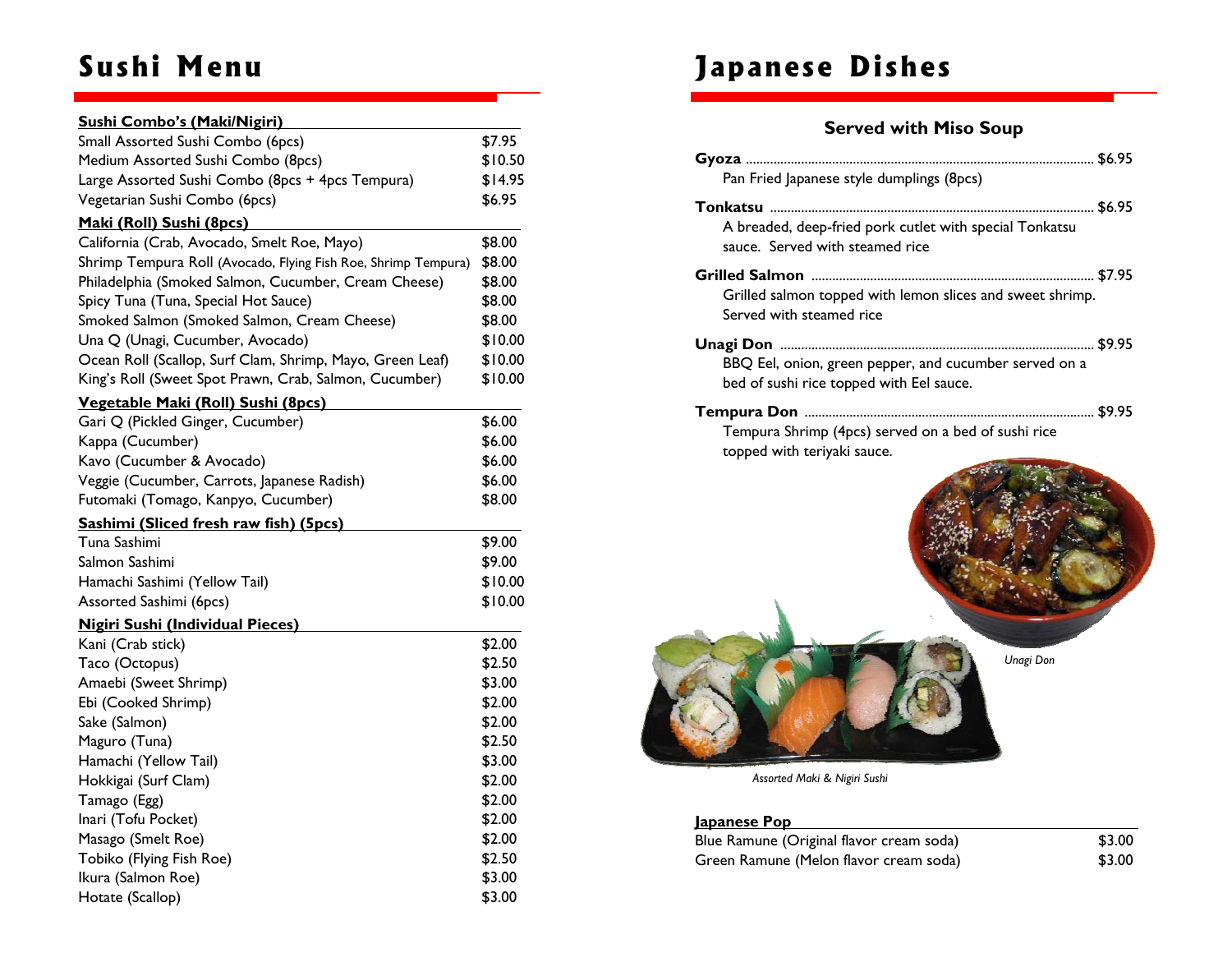# Sushi Menu

| Sushi Combo's (Maki/Nigiri) | |
|---|---|
| Small Assorted Sushi Combo (6pcs) | $7.95 |
| Medium Assorted Sushi Combo (8pcs) | $10.50 |
| Large Assorted Sushi Combo (8pcs + 4pcs Tempura) | $14.95 |
| Vegetarian Sushi Combo (6pcs) | $6.95 |

| Maki (Roll) Sushi (8pcs) | |
|---|---|
| California (Crab, Avocado, Smelt Roe, Mayo) | $8.00 |
| Shrimp Tempura Roll (Avocado, Flying Fish Roe, Shrimp Tempura) | $8.00 |
| Philadelphia (Smoked Salmon, Cucumber, Cream Cheese) | $8.00 |
| Spicy Tuna (Tuna, Special Hot Sauce) | $8.00 |
| Smoked Salmon (Smoked Salmon, Cream Cheese) | $8.00 |
| Una Q (Unagi, Cucumber, Avocado) | $10.00 |
| Ocean Roll (Scallop, Surf Clam, Shrimp, Mayo, Green Leaf) | $10.00 |
| King's Roll (Sweet Spot Prawn, Crab, Salmon, Cucumber) | $10.00 |

| Vegetable Maki (Roll) Sushi (8pcs) | |
|---|---|
| Gari Q (Pickled Ginger, Cucumber) | $6.00 |
| Kappa (Cucumber) | $6.00 |
| Kavo (Cucumber & Avocado) | $6.00 |
| Veggie (Cucumber, Carrots, Japanese Radish) | $6.00 |
| Futomaki (Tomago, Kanpyo, Cucumber) | $8.00 |

| Sashimi (Sliced fresh raw fish) (5pcs) | |
|---|---|
| Tuna Sashimi | $9.00 |
| Salmon Sashimi | $9.00 |
| Hamachi Sashimi (Yellow Tail) | $10.00 |
| Assorted Sashimi (6pcs) | $10.00 |

| Nigiri Sushi (Individual Pieces) | |
|---|---|
| Kani (Crab stick) | $2.00 |
| Taco (Octopus) | $2.50 |
| Amaebi (Sweet Shrimp) | $3.00 |
| Ebi (Cooked Shrimp) | $2.00 |
| Sake (Salmon) | $2.00 |
| Maguro (Tuna) | $2.50 |
| Hamachi (Yellow Tail) | $3.00 |
| Hokkigai (Surf Clam) | $2.00 |
| Tamago (Egg) | $2.00 |
| Inari (Tofu Pocket) | $2.00 |
| Masago (Smelt Roe) | $2.00 |
| Tobiko (Flying Fish Roe) | $2.50 |
| Ikura (Salmon Roe) | $3.00 |
| Hotate (Scallop) | $3.00 |

# Japanese Dishes

## Served with Miso Soup

**Gyoza** .......... $6.95
Pan Fried Japanese style dumplings (8pcs)

**Tonkatsu** .......... $6.95
A breaded, deep-fried pork cutlet with special Tonkatsu sauce. Served with steamed rice

**Grilled Salmon** .......... $7.95
Grilled salmon topped with lemon slices and sweet shrimp. Served with steamed rice

**Unagi Don** .......... $9.95
BBQ Eel, onion, green pepper, and cucumber served on a bed of sushi rice topped with Eel sauce.

**Tempura Don** .......... $9.95
Tempura Shrimp (4pcs) served on a bed of sushi rice topped with teriyaki sauce.

*Unagi Don*

*Assorted Maki & Nigiri Sushi*

| Japanese Pop | |
|---|---|
| Blue Ramune (Original flavor cream soda) | $3.00 |
| Green Ramune (Melon flavor cream soda) | $3.00 |